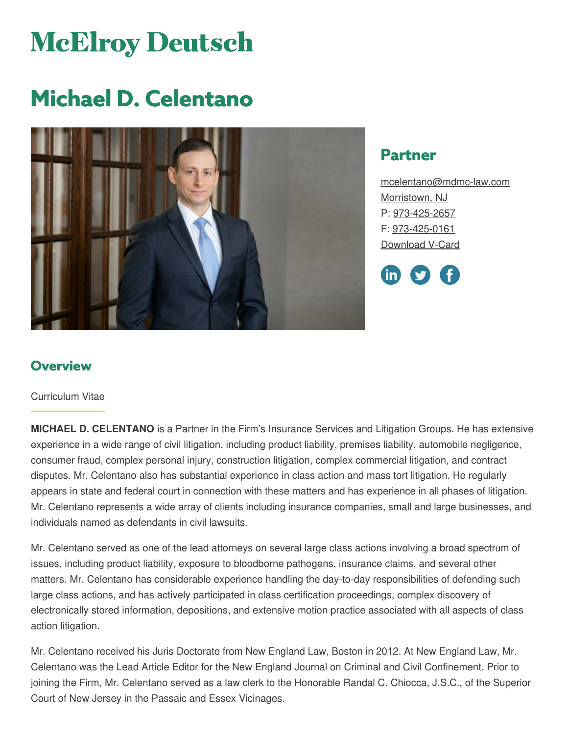# McElroy Deutsch

# Michael D. Celentano

## Partner

mcelentano@mdmc-law.com
Morristown, NJ
P: 973-425-2657
F: 973-425-0161
Download V-Card

## Overview

Curriculum Vitae

**MICHAEL D. CELENTANO** is a Partner in the Firm's Insurance Services and Litigation Groups. He has extensive experience in a wide range of civil litigation, including product liability, premises liability, automobile negligence, consumer fraud, complex personal injury, construction litigation, complex commercial litigation, and contract disputes. Mr. Celentano also has substantial experience in class action and mass tort litigation. He regularly appears in state and federal court in connection with these matters and has experience in all phases of litigation. Mr. Celentano represents a wide array of clients including insurance companies, small and large businesses, and individuals named as defendants in civil lawsuits.

Mr. Celentano served as one of the lead attorneys on several large class actions involving a broad spectrum of issues, including product liability, exposure to bloodborne pathogens, insurance claims, and several other matters. Mr. Celentano has considerable experience handling the day-to-day responsibilities of defending such large class actions, and has actively participated in class certification proceedings, complex discovery of electronically stored information, depositions, and extensive motion practice associated with all aspects of class action litigation.

Mr. Celentano received his Juris Doctorate from New England Law, Boston in 2012. At New England Law, Mr. Celentano was the Lead Article Editor for the New England Journal on Criminal and Civil Confinement. Prior to joining the Firm, Mr. Celentano served as a law clerk to the Honorable Randal C. Chiocca, J.S.C., of the Superior Court of New Jersey in the Passaic and Essex Vicinages.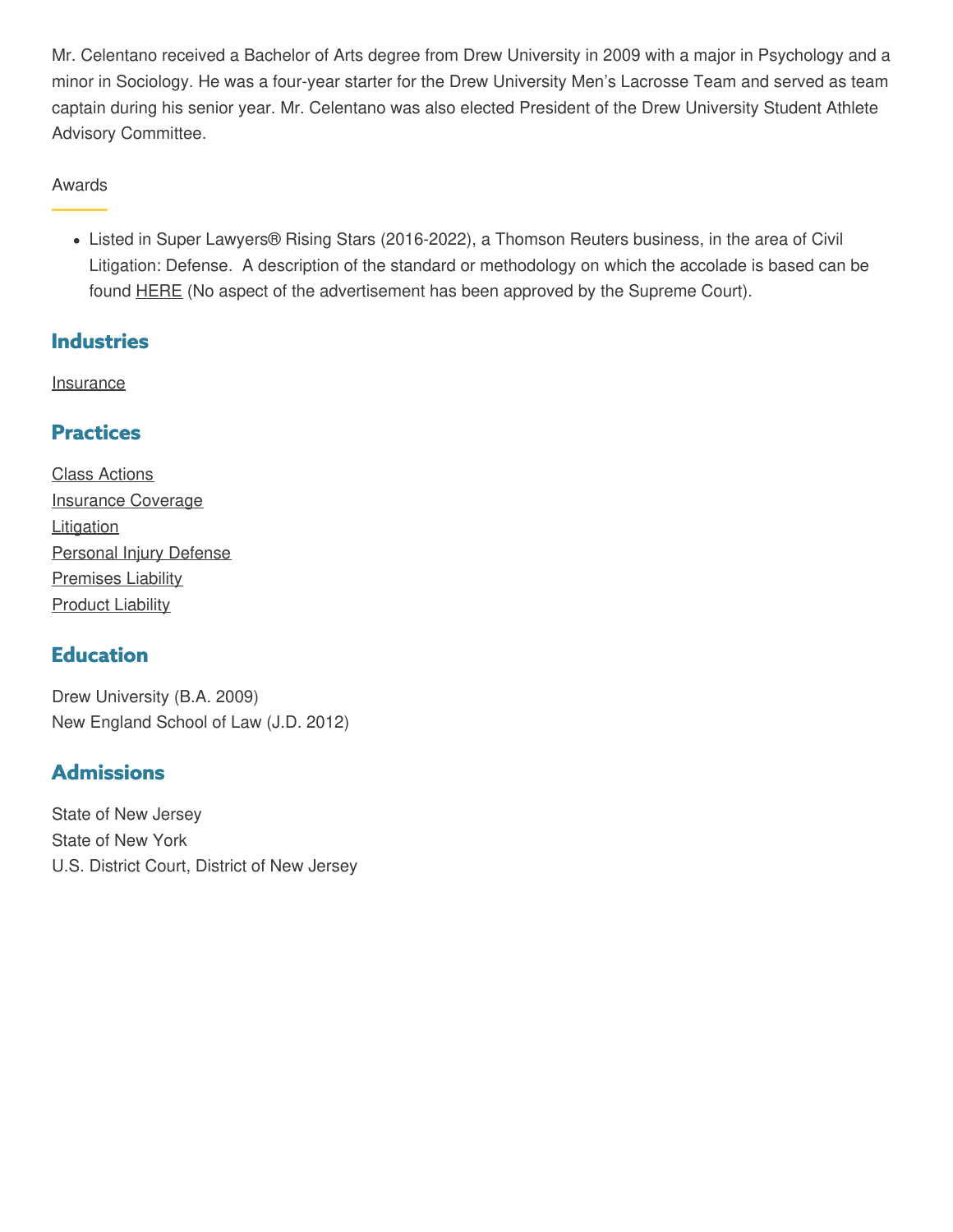Mr. Celentano received a Bachelor of Arts degree from Drew University in 2009 with a major in Psychology and a minor in Sociology. He was a four-year starter for the Drew University Men's Lacrosse Team and served as team captain during his senior year. Mr. Celentano was also elected President of the Drew University Student Athlete Advisory Committee.

Awards

- Listed in Super Lawyers® Rising Stars (2016-2022), a Thomson Reuters business, in the area of Civil Litigation: Defense. A description of the standard or methodology on which the accolade is based can be found HERE (No aspect of the advertisement has been approved by the Supreme Court).

## Industries

Insurance

## Practices

Class Actions
Insurance Coverage
Litigation
Personal Injury Defense
Premises Liability
Product Liability

## Education

Drew University (B.A. 2009)
New England School of Law (J.D. 2012)

## Admissions

State of New Jersey
State of New York
U.S. District Court, District of New Jersey